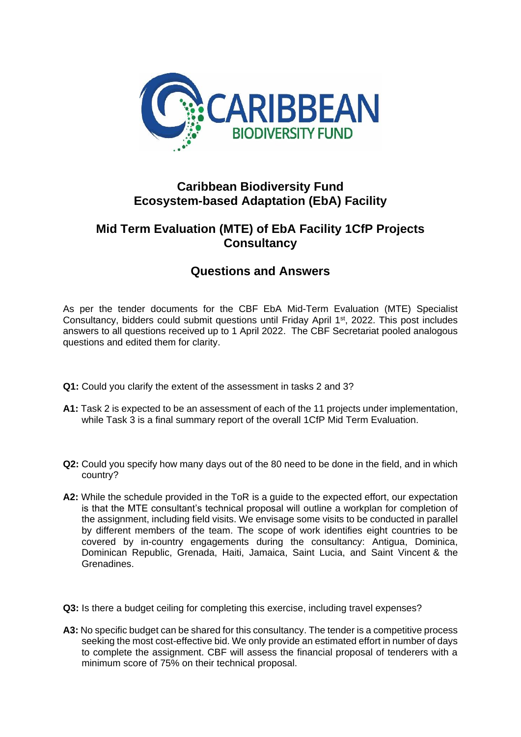# Caribbean Biodiversity Fund
# Ecosystem-based Adaptation (EbA) Facility

## Mid Term Evaluation (MTE) of EbA Facility 1CfP Projects Consultancy

## Questions and Answers

As per the tender documents for the CBF EbA Mid-Term Evaluation (MTE) Specialist Consultancy, bidders could submit questions until Friday April 1st, 2022. This post includes answers to all questions received up to 1 April 2022. The CBF Secretariat pooled analogous questions and edited them for clarity.

**Q1:** Could you clarify the extent of the assessment in tasks 2 and 3?

**A1:** Task 2 is expected to be an assessment of each of the 11 projects under implementation, while Task 3 is a final summary report of the overall 1CfP Mid Term Evaluation.

**Q2:** Could you specify how many days out of the 80 need to be done in the field, and in which country?

**A2:** While the schedule provided in the ToR is a guide to the expected effort, our expectation is that the MTE consultant's technical proposal will outline a workplan for completion of the assignment, including field visits. We envisage some visits to be conducted in parallel by different members of the team. The scope of work identifies eight countries to be covered by in-country engagements during the consultancy: Antigua, Dominica, Dominican Republic, Grenada, Haiti, Jamaica, Saint Lucia, and Saint Vincent & the Grenadines.

**Q3:** Is there a budget ceiling for completing this exercise, including travel expenses?

**A3:** No specific budget can be shared for this consultancy. The tender is a competitive process seeking the most cost-effective bid. We only provide an estimated effort in number of days to complete the assignment. CBF will assess the financial proposal of tenderers with a minimum score of 75% on their technical proposal.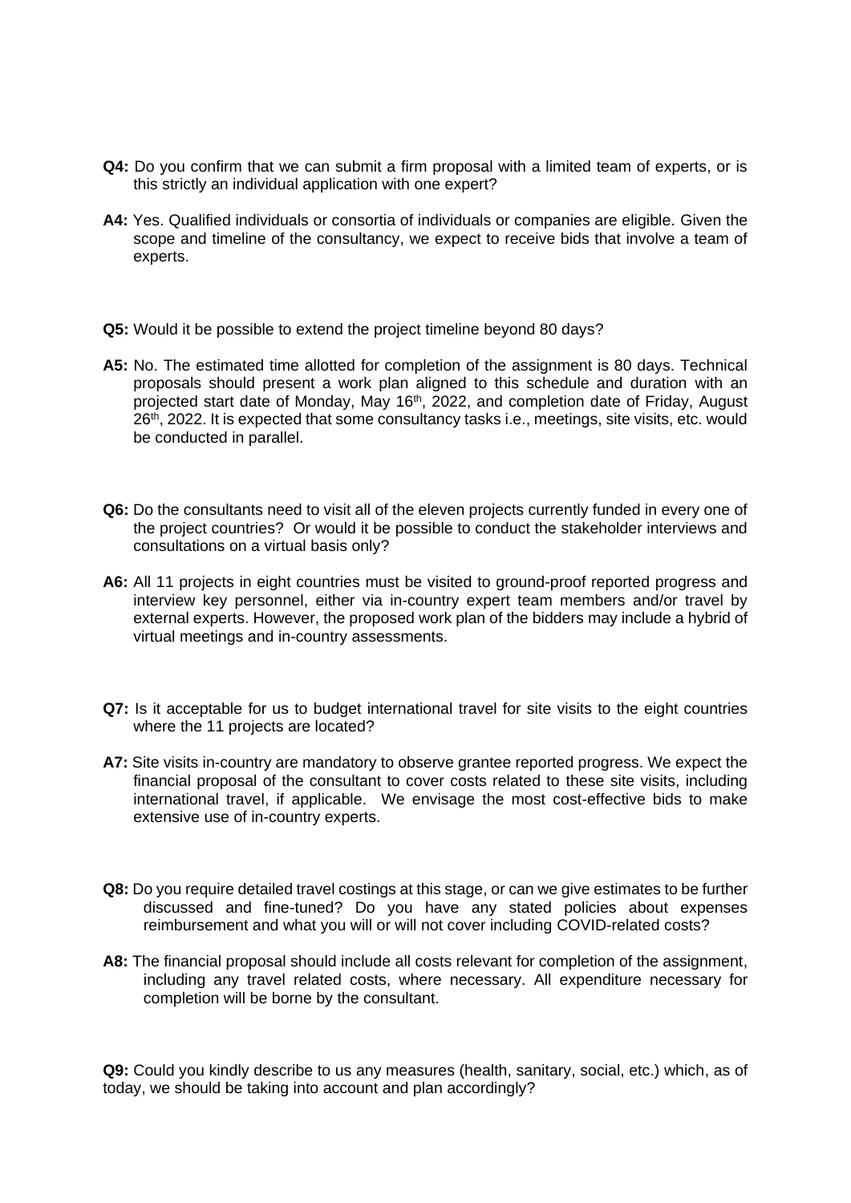**Q4:** Do you confirm that we can submit a firm proposal with a limited team of experts, or is this strictly an individual application with one expert?

**A4:** Yes. Qualified individuals or consortia of individuals or companies are eligible. Given the scope and timeline of the consultancy, we expect to receive bids that involve a team of experts.

**Q5:** Would it be possible to extend the project timeline beyond 80 days?

**A5:** No. The estimated time allotted for completion of the assignment is 80 days. Technical proposals should present a work plan aligned to this schedule and duration with an projected start date of Monday, May 16th, 2022, and completion date of Friday, August 26th, 2022. It is expected that some consultancy tasks i.e., meetings, site visits, etc. would be conducted in parallel.

**Q6:** Do the consultants need to visit all of the eleven projects currently funded in every one of the project countries? Or would it be possible to conduct the stakeholder interviews and consultations on a virtual basis only?

**A6:** All 11 projects in eight countries must be visited to ground-proof reported progress and interview key personnel, either via in-country expert team members and/or travel by external experts. However, the proposed work plan of the bidders may include a hybrid of virtual meetings and in-country assessments.

**Q7:** Is it acceptable for us to budget international travel for site visits to the eight countries where the 11 projects are located?

**A7:** Site visits in-country are mandatory to observe grantee reported progress. We expect the financial proposal of the consultant to cover costs related to these site visits, including international travel, if applicable. We envisage the most cost-effective bids to make extensive use of in-country experts.

**Q8:** Do you require detailed travel costings at this stage, or can we give estimates to be further discussed and fine-tuned? Do you have any stated policies about expenses reimbursement and what you will or will not cover including COVID-related costs?

**A8:** The financial proposal should include all costs relevant for completion of the assignment, including any travel related costs, where necessary. All expenditure necessary for completion will be borne by the consultant.

**Q9:** Could you kindly describe to us any measures (health, sanitary, social, etc.) which, as of today, we should be taking into account and plan accordingly?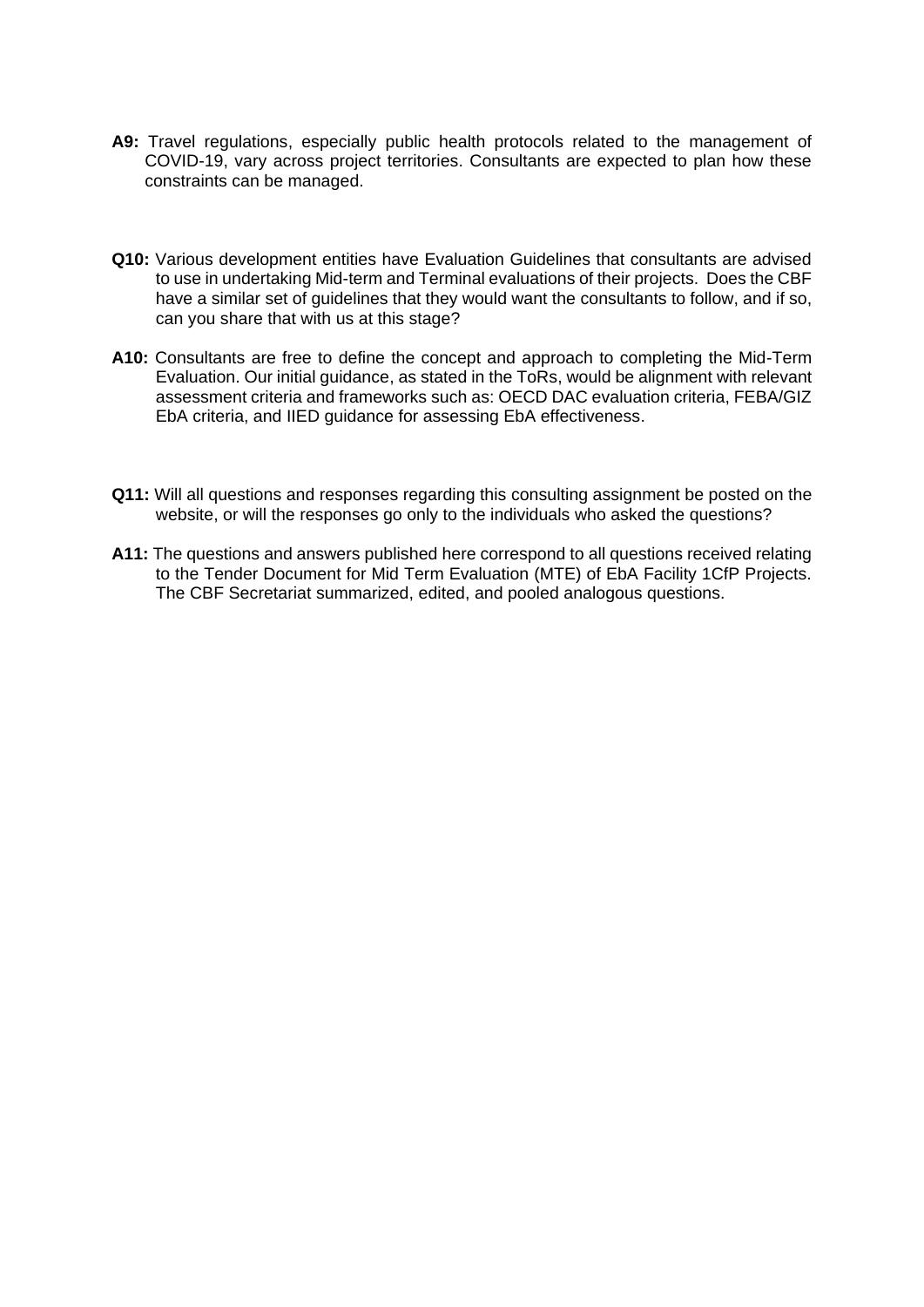**A9:** Travel regulations, especially public health protocols related to the management of COVID-19, vary across project territories. Consultants are expected to plan how these constraints can be managed.

**Q10:** Various development entities have Evaluation Guidelines that consultants are advised to use in undertaking Mid-term and Terminal evaluations of their projects. Does the CBF have a similar set of guidelines that they would want the consultants to follow, and if so, can you share that with us at this stage?

**A10:** Consultants are free to define the concept and approach to completing the Mid-Term Evaluation. Our initial guidance, as stated in the ToRs, would be alignment with relevant assessment criteria and frameworks such as: OECD DAC evaluation criteria, FEBA/GIZ EbA criteria, and IIED guidance for assessing EbA effectiveness.

**Q11:** Will all questions and responses regarding this consulting assignment be posted on the website, or will the responses go only to the individuals who asked the questions?

**A11:** The questions and answers published here correspond to all questions received relating to the Tender Document for Mid Term Evaluation (MTE) of EbA Facility 1CfP Projects. The CBF Secretariat summarized, edited, and pooled analogous questions.